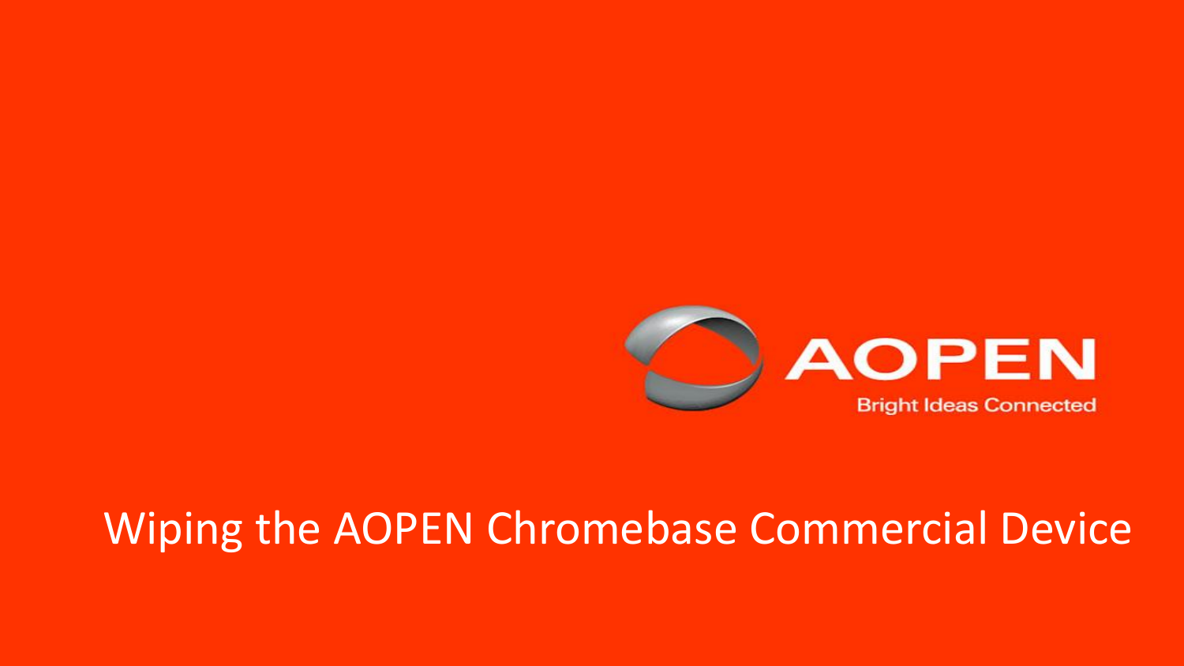AOPEN

Bright Ideas Connected

# Wiping the AOPEN Chromebase Commercial Device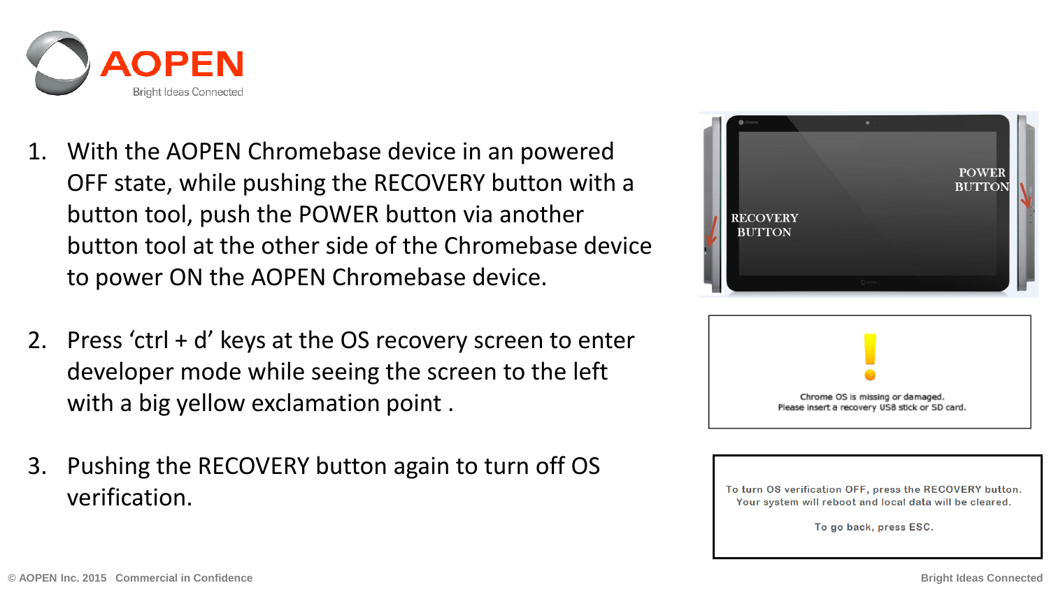1. With the AOPEN Chromebase device in an powered OFF state, while pushing the RECOVERY button with a button tool, push the POWER button via another button tool at the other side of the Chromebase device to power ON the AOPEN Chromebase device.

2. Press ‘ctrl + d’ keys at the OS recovery screen to enter developer mode while seeing the screen to the left with a big yellow exclamation point .

3. Pushing the RECOVERY button again to turn off OS verification.

RECOVERY BUTTON

POWER BUTTON

Chrome OS is missing or damaged.
Please insert a recovery USB stick or SD card.

To turn OS verification OFF, press the RECOVERY button.
Your system will reboot and local data will be cleared.

To go back, press ESC.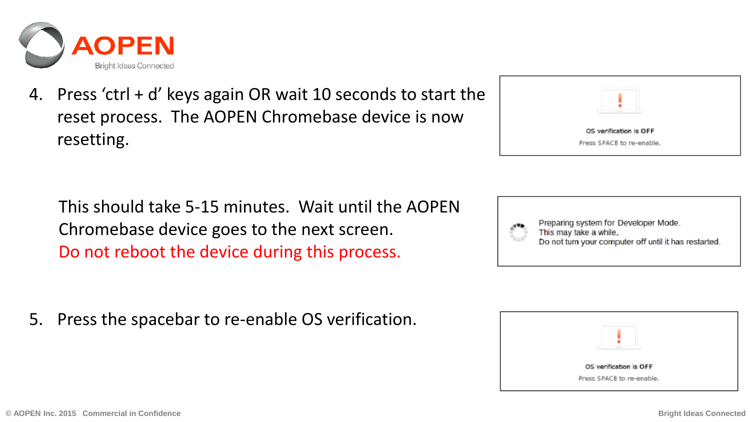4. Press ‘ctrl + d’ keys again OR wait 10 seconds to start the reset process. The AOPEN Chromebase device is now resetting.

OS verification is OFF
Press SPACE to re-enable.

This should take 5-15 minutes. Wait until the AOPEN Chromebase device goes to the next screen.
Do not reboot the device during this process.

Preparing system for Developer Mode.
This may take a while.
Do not turn your computer off until it has restarted.

5. Press the spacebar to re-enable OS verification.

OS verification is OFF
Press SPACE to re-enable.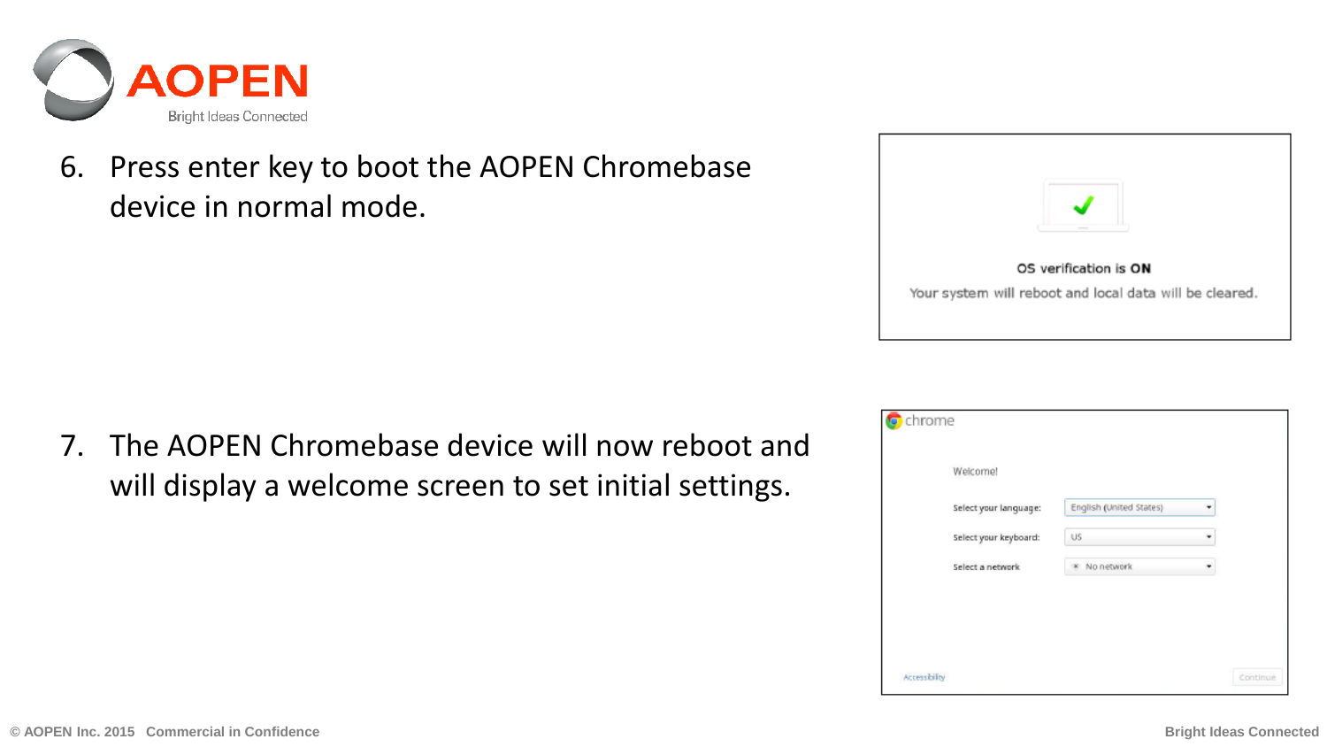6. Press enter key to boot the AOPEN Chromebase device in normal mode.

OS verification is ON

Your system will reboot and local data will be cleared.

7. The AOPEN Chromebase device will now reboot and will display a welcome screen to set initial settings.

chrome

Welcome!

Select your language: English (United States)

Select your keyboard: US

Select a network: No network

Accessibility

Continue